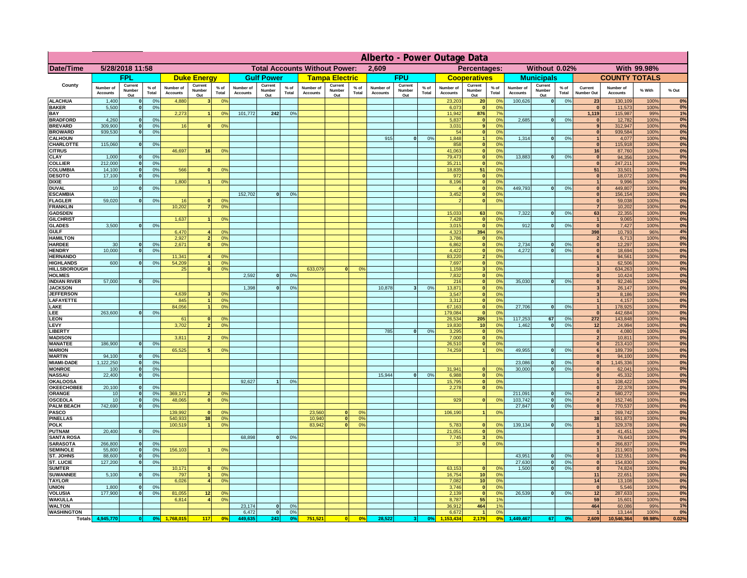# Alberto - Power Outage Data

| Date/Time | 5/28/2018 11:58 | | | | | | Total Accounts Without Power: | | | | 2,609 | | | | | | Percentages: | | | Without 0.02% | | | | With 99.98% | | |
|---|---|---|---|---|---|---|---|---|---|---|---|---|---|---|---|---|---|---|---|---|---|---|---|---|---|---|
| | FPL | | | Duke Energy | | | Gulf Power | | | Tampa Electric | | | FPU | | | Cooperatives | | | Municipals | | | COUNTY TOTALS | | | |
| County | Number of Accounts | Current Number Out | % of Total | Number of Accounts | Current Number Out | % of Total | Number of Accounts | Current Number Out | % of Total | Number of Accounts | Current Number Out | % of Total | Number of Accounts | Current Number Out | % of Total | Number of Accounts | Current Number Out | % of Total | Number of Accounts | Current Number Out | % of Total | Current Number Out | Number of Accounts | % With | % Out |
| ALACHUA | 1,400 | 0 | 0% | 4,880 | 3 | 0% | | | | | | | | | | 23,203 | 20 | 0% | 100,626 | 0 | 0% | 23 | 130,109 | 100% | 0% |
| BAKER | 5,500 | 0 | 0% | | | | | | | | | | | | | 6,073 | 0 | 0% | | | | 0 | 11,573 | 100% | 0% |
| BAY | | | | 2,273 | 1 | 0% | 101,772 | 242 | 0% | | | | | | | 11,942 | 876 | 7% | | | | 1,119 | 115,987 | 99% | 1% |
| BRADFORD | 4,260 | 0 | 0% | | | | | | | | | | | | | 5,837 | 0 | 0% | 2,685 | 0 | 0% | 0 | 12,782 | 100% | 0% |
| BREVARD | 309,900 | 0 | 0% | 16 | 0 | 0% | | | | | | | | | | 3,031 | 9 | 0% | | | | 9 | 312,947 | 100% | 0% |
| BROWARD | 939,530 | 0 | 0% | | | | | | | | | | | | | 54 | 0 | 0% | | | | 0 | 939,584 | 100% | 0% |
| CALHOUN | | | | | | | | | | | | | 915 | 0 | 0% | 1,848 | 1 | 0% | 1,314 | 0 | 0% | 1 | 4,077 | 100% | 0% |
| CHARLOTTE | 115,060 | 0 | 0% | | | | | | | | | | | | | 858 | 0 | 0% | | | | 0 | 115,918 | 100% | 0% |
| CITRUS | | | | 46,697 | 16 | 0% | | | | | | | | | | 41,063 | 0 | 0% | | | | 16 | 87,760 | 100% | 0% |
| CLAY | 1,000 | 0 | 0% | | | | | | | | | | | | | 79,473 | 0 | 0% | 13,883 | 0 | 0% | 0 | 94,356 | 100% | 0% |
| COLLIER | 212,000 | 0 | 0% | | | | | | | | | | | | | 35,211 | 0 | 0% | | | | 0 | 247,211 | 100% | 0% |
| COLUMBIA | 14,100 | 0 | 0% | 566 | 0 | 0% | | | | | | | | | | 18,835 | 51 | 0% | | | | 51 | 33,501 | 100% | 0% |
| DESOTO | 17,100 | 0 | 0% | | | | | | | | | | | | | 972 | 0 | 0% | | | | 0 | 18,072 | 100% | 0% |
| DIXIE | | | | 1,800 | 1 | 0% | | | | | | | | | | 8,196 | 0 | 0% | | | | 1 | 9,996 | 100% | 0% |
| DUVAL | 10 | 0 | 0% | | | | | | | | | | | | | 4 | 0 | 0% | 449,793 | 0 | 0% | 0 | 449,807 | 100% | 0% |
| ESCAMBIA | | | | | | | 152,702 | 0 | 0% | | | | | | | 3,452 | 0 | 0% | | | | 0 | 156,154 | 100% | 0% |
| FLAGLER | 59,020 | 0 | 0% | 16 | 0 | 0% | | | | | | | | | | 2 | 0 | 0% | | | | 0 | 59,038 | 100% | 0% |
| FRANKLIN | | | | 10,202 | 7 | 0% | | | | | | | | | | | | | | | | 7 | 10,202 | 100% | 0% |
| GADSDEN | | | | | | | | | | | | | | | | 15,033 | 63 | 0% | 7,322 | 0 | 0% | 63 | 22,355 | 100% | 0% |
| GILCHRIST | | | | 1,637 | 1 | 0% | | | | | | | | | | 7,428 | 0 | 0% | | | | 1 | 9,065 | 100% | 0% |
| GLADES | 3,500 | 0 | 0% | | | | | | | | | | | | | 3,015 | 0 | 0% | 912 | 0 | 0% | 0 | 7,427 | 100% | 0% |
| GULF | | | | 6,470 | 4 | 0% | | | | | | | | | | 4,323 | 394 | 9% | | | | 398 | 10,793 | 96% | 4% |
| HAMILTON | | | | 2,927 | 2 | 0% | | | | | | | | | | 3,786 | 0 | 0% | | | | 2 | 6,713 | 100% | 0% |
| HARDEE | 30 | 0 | 0% | 2,671 | 0 | 0% | | | | | | | | | | 6,862 | 0 | 0% | 2,734 | 0 | 0% | 0 | 12,297 | 100% | 0% |
| HENDRY | 10,000 | 0 | 0% | | | | | | | | | | | | | 4,422 | 0 | 0% | 4,272 | 0 | 0% | 0 | 18,694 | 100% | 0% |
| HERNANDO | | | | 11,341 | 4 | 0% | | | | | | | | | | 83,220 | 2 | 0% | | | | 6 | 94,561 | 100% | 0% |
| HIGHLANDS | 600 | 0 | 0% | 54,209 | 1 | 0% | | | | | | | | | | 7,697 | 0 | 0% | | | | 1 | 62,506 | 100% | 0% |
| HILLSBOROUGH | | | | 25 | 0 | 0% | | | | 633,079 | 0 | 0% | | | | 1,159 | 3 | 0% | | | | 3 | 634,263 | 100% | 0% |
| HOLMES | | | | | | | 2,592 | 0 | 0% | | | | | | | 7,832 | 0 | 0% | | | | 0 | 10,424 | 100% | 0% |
| INDIAN RIVER | 57,000 | 0 | 0% | | | | | | | | | | | | | 216 | 0 | 0% | 35,030 | 0 | 0% | 0 | 92,246 | 100% | 0% |
| JACKSON | | | | | | | 1,398 | 0 | 0% | | | | 10,878 | 3 | 0% | 13,871 | 0 | 0% | | | | 3 | 26,147 | 100% | 0% |
| JEFFERSON | | | | 4,639 | 3 | 0% | | | | | | | | | | 3,547 | 0 | 0% | | | | 3 | 8,186 | 100% | 0% |
| LAFAYETTE | | | | 845 | 1 | 0% | | | | | | | | | | 3,312 | 0 | 0% | | | | 1 | 4,157 | 100% | 0% |
| LAKE | | | | 84,056 | 1 | 0% | | | | | | | | | | 67,163 | 0 | 0% | 27,706 | 0 | 0% | 1 | 178,925 | 100% | 0% |
| LEE | 263,600 | 0 | 0% | | | | | | | | | | | | | 179,084 | 0 | 0% | | | | 0 | 442,684 | 100% | 0% |
| LEON | | | | 61 | 0 | 0% | | | | | | | | | | 26,534 | 205 | 1% | 117,253 | 67 | 0% | 272 | 143,848 | 100% | 0% |
| LEVY | | | | 3,702 | 2 | 0% | | | | | | | | | | 19,830 | 10 | 0% | 1,462 | 0 | 0% | 12 | 24,994 | 100% | 0% |
| LIBERTY | | | | | | | | | | | | | 785 | 0 | 0% | 3,295 | 0 | 0% | | | | 0 | 4,080 | 100% | 0% |
| MADISON | | | | 3,811 | 2 | 0% | | | | | | | | | | 7,000 | 0 | 0% | | | | 2 | 10,811 | 100% | 0% |
| MANATEE | 186,900 | 0 | 0% | | | | | | | | | | | | | 26,510 | 0 | 0% | | | | 0 | 213,410 | 100% | 0% |
| MARION | | | | 65,525 | 5 | 0% | | | | | | | | | | 74,259 | 1 | 0% | 49,955 | 0 | 0% | 6 | 189,739 | 100% | 0% |
| MARTIN | 94,100 | 0 | 0% | | | | | | | | | | | | | | | | | | | 0 | 94,100 | 100% | 0% |
| MIAMI-DADE | 1,122,250 | 0 | 0% | | | | | | | | | | | | | | | | 23,086 | 0 | 0% | 0 | 1,145,336 | 100% | 0% |
| MONROE | 100 | 0 | 0% | | | | | | | | | | | | | 31,941 | 0 | 0% | 30,000 | 0 | 0% | 0 | 62,041 | 100% | 0% |
| NASSAU | 22,400 | 0 | 0% | | | | | | | | | | 15,944 | 0 | 0% | 6,988 | 0 | 0% | | | | 0 | 45,332 | 100% | 0% |
| OKALOOSA | | | | | | | 92,627 | 1 | 0% | | | | | | | 15,795 | 0 | 0% | | | | 1 | 108,422 | 100% | 0% |
| OKEECHOBEE | 20,100 | 0 | 0% | | | | | | | | | | | | | 2,278 | 0 | 0% | | | | 0 | 22,378 | 100% | 0% |
| ORANGE | 10 | 0 | 0% | 369,171 | 2 | 0% | | | | | | | | | | | | | 211,091 | 0 | 0% | 2 | 580,272 | 100% | 0% |
| OSCEOLA | 10 | 0 | 0% | 48,065 | 0 | 0% | | | | | | | | | | 929 | 0 | 0% | 103,742 | 0 | 0% | 0 | 152,746 | 100% | 0% |
| PALM BEACH | 742,690 | 0 | 0% | | | | | | | | | | | | | | | | 27,847 | 0 | 0% | 0 | 770,537 | 100% | 0% |
| PASCO | | | | 139,992 | 0 | 0% | | | | 23,560 | 0 | 0% | | | | 106,190 | 1 | 0% | | | | 1 | 269,742 | 100% | 0% |
| PINELLAS | | | | 540,933 | 38 | 0% | | | | 10,940 | 0 | 0% | | | | | | | | | | 38 | 551,873 | 100% | 0% |
| POLK | | | | 100,519 | 1 | 0% | | | | 83,942 | 0 | 0% | | | | 5,783 | 0 | 0% | 139,134 | 0 | 0% | 1 | 329,378 | 100% | 0% |
| PUTNAM | 20,400 | 0 | 0% | | | | | | | | | | | | | 21,051 | 0 | 0% | | | | 0 | 41,451 | 100% | 0% |
| SANTA ROSA | | | | | | | 68,898 | 0 | 0% | | | | | | | 7,745 | 3 | 0% | | | | 3 | 76,643 | 100% | 0% |
| SARASOTA | 266,800 | 0 | 0% | | | | | | | | | | | | | 37 | 0 | 0% | | | | 0 | 266,837 | 100% | 0% |
| SEMINOLE | 55,800 | 0 | 0% | 156,103 | 1 | 0% | | | | | | | | | | | | | | | | 1 | 211,903 | 100% | 0% |
| ST. JOHNS | 88,600 | 0 | 0% | | | | | | | | | | | | | | | | 43,951 | 0 | 0% | 0 | 132,551 | 100% | 0% |
| ST. LUCIE | 127,200 | 0 | 0% | | | | | | | | | | | | | | | | 27,630 | 0 | 0% | 0 | 154,830 | 100% | 0% |
| SUMTER | | | | 10,171 | 0 | 0% | | | | | | | | | | 63,153 | 0 | 0% | 1,500 | 0 | 0% | 0 | 74,824 | 100% | 0% |
| SUWANNEE | 5,100 | 0 | 0% | 797 | 1 | 0% | | | | | | | | | | 16,754 | 10 | 0% | | | | 11 | 22,651 | 100% | 0% |
| TAYLOR | | | | 6,026 | 4 | 0% | | | | | | | | | | 7,082 | 10 | 0% | | | | 14 | 13,108 | 100% | 0% |
| UNION | 1,800 | 0 | 0% | | | | | | | | | | | | | 3,746 | 0 | 0% | | | | 0 | 5,546 | 100% | 0% |
| VOLUSIA | 177,900 | 0 | 0% | 81,055 | 12 | 0% | | | | | | | | | | 2,139 | 0 | 0% | 26,539 | 0 | 0% | 12 | 287,633 | 100% | 0% |
| WAKULLA | | | | 6,814 | 4 | 0% | | | | | | | | | | 8,787 | 55 | 1% | | | | 59 | 15,601 | 100% | 0% |
| WALTON | | | | | | | 23,174 | 0 | 0% | | | | | | | 36,912 | 464 | 1% | | | | 464 | 60,086 | 99% | 1% |
| WASHINGTON | | | | | | | 6,472 | 0 | 0% | | | | | | | 6,672 | 1 | 0% | | | | 1 | 13,144 | 100% | 0% |
| Totals | 4,945,770 | 0 | 0% | 1,768,015 | 117 | 0% | 449,635 | 243 | 0% | 751,521 | 0 | 0% | 28,522 | 3 | 0% | 1,153,434 | 2,179 | 0% | 1,449,467 | 67 | 0% | 2,609 | 10,546,364 | 99.98% | 0.02% |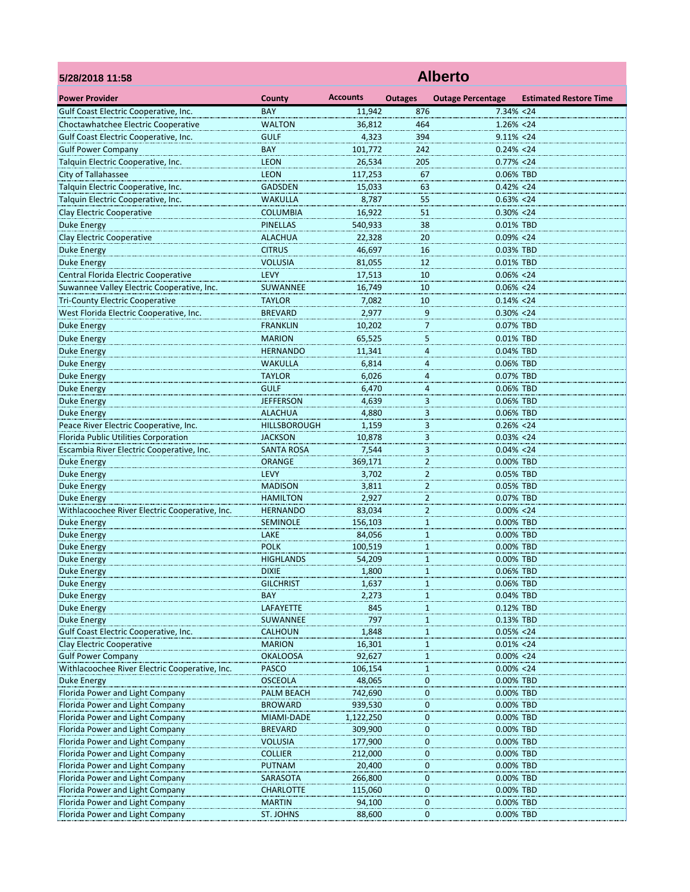| 5/28/2018 11:58 | Alberto | | | | |
|---|---|---|---|---|---|
| **Power Provider** | **County** | **Accounts** | **Outages** | **Outage Percentage** | **Estimated Restore Time** |
| Gulf Coast Electric Cooperative, Inc. | BAY | 11,942 | 876 | 7.34% | <24 |
| Choctawhatchee Electric Cooperative | WALTON | 36,812 | 464 | 1.26% | <24 |
| Gulf Coast Electric Cooperative, Inc. | GULF | 4,323 | 394 | 9.11% | <24 |
| Gulf Power Company | BAY | 101,772 | 242 | 0.24% | <24 |
| Talquin Electric Cooperative, Inc. | LEON | 26,534 | 205 | 0.77% | <24 |
| City of Tallahassee | LEON | 117,253 | 67 | 0.06% | TBD |
| Talquin Electric Cooperative, Inc. | GADSDEN | 15,033 | 63 | 0.42% | <24 |
| Talquin Electric Cooperative, Inc. | WAKULLA | 8,787 | 55 | 0.63% | <24 |
| Clay Electric Cooperative | COLUMBIA | 16,922 | 51 | 0.30% | <24 |
| Duke Energy | PINELLAS | 540,933 | 38 | 0.01% | TBD |
| Clay Electric Cooperative | ALACHUA | 22,328 | 20 | 0.09% | <24 |
| Duke Energy | CITRUS | 46,697 | 16 | 0.03% | TBD |
| Duke Energy | VOLUSIA | 81,055 | 12 | 0.01% | TBD |
| Central Florida Electric Cooperative | LEVY | 17,513 | 10 | 0.06% | <24 |
| Suwannee Valley Electric Cooperative, Inc. | SUWANNEE | 16,749 | 10 | 0.06% | <24 |
| Tri-County Electric Cooperative | TAYLOR | 7,082 | 10 | 0.14% | <24 |
| West Florida Electric Cooperative, Inc. | BREVARD | 2,977 | 9 | 0.30% | <24 |
| Duke Energy | FRANKLIN | 10,202 | 7 | 0.07% | TBD |
| Duke Energy | MARION | 65,525 | 5 | 0.01% | TBD |
| Duke Energy | HERNANDO | 11,341 | 4 | 0.04% | TBD |
| Duke Energy | WAKULLA | 6,814 | 4 | 0.06% | TBD |
| Duke Energy | TAYLOR | 6,026 | 4 | 0.07% | TBD |
| Duke Energy | GULF | 6,470 | 4 | 0.06% | TBD |
| Duke Energy | JEFFERSON | 4,639 | 3 | 0.06% | TBD |
| Duke Energy | ALACHUA | 4,880 | 3 | 0.06% | TBD |
| Peace River Electric Cooperative, Inc. | HILLSBOROUGH | 1,159 | 3 | 0.26% | <24 |
| Florida Public Utilities Corporation | JACKSON | 10,878 | 3 | 0.03% | <24 |
| Escambia River Electric Cooperative, Inc. | SANTA ROSA | 7,544 | 3 | 0.04% | <24 |
| Duke Energy | ORANGE | 369,171 | 2 | 0.00% | TBD |
| Duke Energy | LEVY | 3,702 | 2 | 0.05% | TBD |
| Duke Energy | MADISON | 3,811 | 2 | 0.05% | TBD |
| Duke Energy | HAMILTON | 2,927 | 2 | 0.07% | TBD |
| Withlacoochee River Electric Cooperative, Inc. | HERNANDO | 83,034 | 2 | 0.00% | <24 |
| Duke Energy | SEMINOLE | 156,103 | 1 | 0.00% | TBD |
| Duke Energy | LAKE | 84,056 | 1 | 0.00% | TBD |
| Duke Energy | POLK | 100,519 | 1 | 0.00% | TBD |
| Duke Energy | HIGHLANDS | 54,209 | 1 | 0.00% | TBD |
| Duke Energy | DIXIE | 1,800 | 1 | 0.06% | TBD |
| Duke Energy | GILCHRIST | 1,637 | 1 | 0.06% | TBD |
| Duke Energy | BAY | 2,273 | 1 | 0.04% | TBD |
| Duke Energy | LAFAYETTE | 845 | 1 | 0.12% | TBD |
| Duke Energy | SUWANNEE | 797 | 1 | 0.13% | TBD |
| Gulf Coast Electric Cooperative, Inc. | CALHOUN | 1,848 | 1 | 0.05% | <24 |
| Clay Electric Cooperative | MARION | 16,301 | 1 | 0.01% | <24 |
| Gulf Power Company | OKALOOSA | 92,627 | 1 | 0.00% | <24 |
| Withlacoochee River Electric Cooperative, Inc. | PASCO | 106,154 | 1 | 0.00% | <24 |
| Duke Energy | OSCEOLA | 48,065 | 0 | 0.00% | TBD |
| Florida Power and Light Company | PALM BEACH | 742,690 | 0 | 0.00% | TBD |
| Florida Power and Light Company | BROWARD | 939,530 | 0 | 0.00% | TBD |
| Florida Power and Light Company | MIAMI-DADE | 1,122,250 | 0 | 0.00% | TBD |
| Florida Power and Light Company | BREVARD | 309,900 | 0 | 0.00% | TBD |
| Florida Power and Light Company | VOLUSIA | 177,900 | 0 | 0.00% | TBD |
| Florida Power and Light Company | COLLIER | 212,000 | 0 | 0.00% | TBD |
| Florida Power and Light Company | PUTNAM | 20,400 | 0 | 0.00% | TBD |
| Florida Power and Light Company | SARASOTA | 266,800 | 0 | 0.00% | TBD |
| Florida Power and Light Company | CHARLOTTE | 115,060 | 0 | 0.00% | TBD |
| Florida Power and Light Company | MARTIN | 94,100 | 0 | 0.00% | TBD |
| Florida Power and Light Company | ST. JOHNS | 88,600 | 0 | 0.00% | TBD |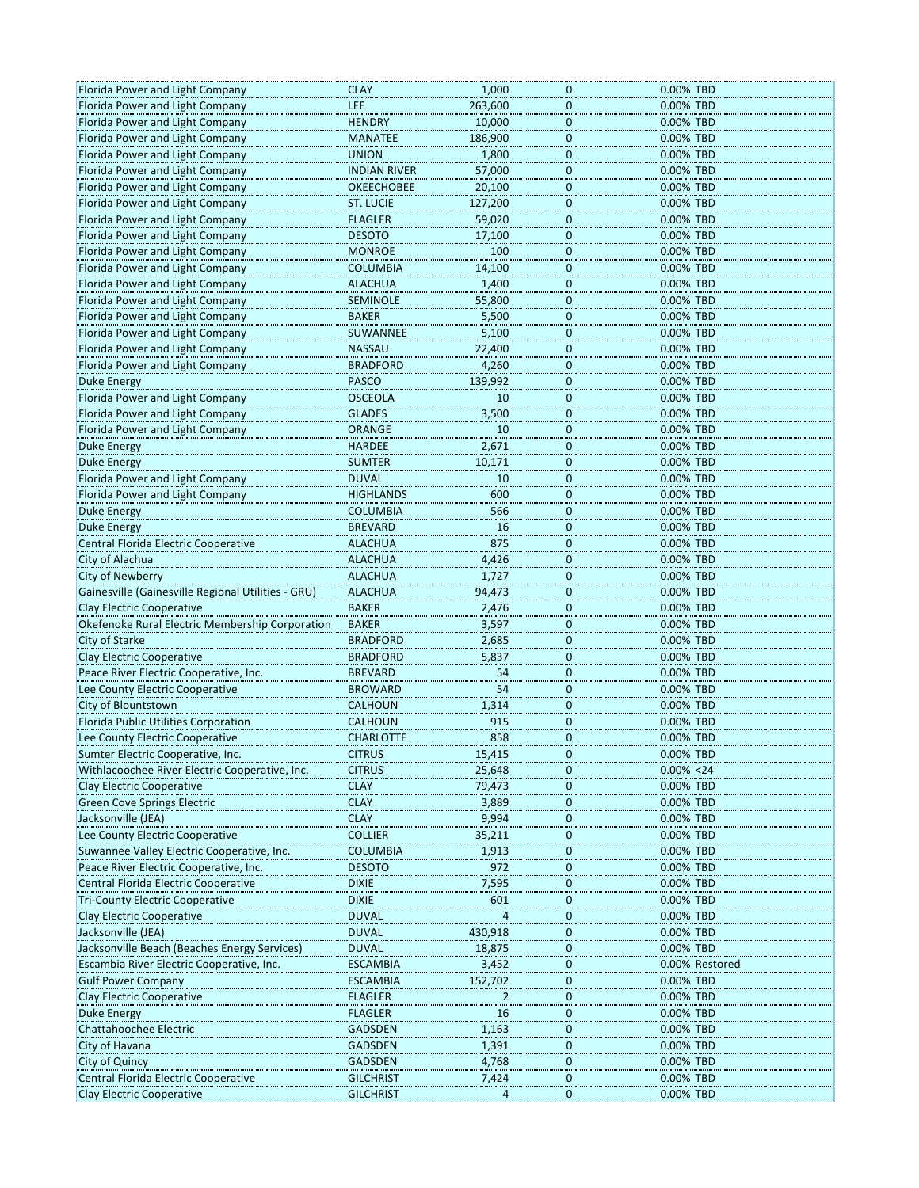| | | | | | |
|---|---|---|---|---|---|
| Florida Power and Light Company | CLAY | 1,000 | 0 | 0.00% | TBD |
| Florida Power and Light Company | LEE | 263,600 | 0 | 0.00% | TBD |
| Florida Power and Light Company | HENDRY | 10,000 | 0 | 0.00% | TBD |
| Florida Power and Light Company | MANATEE | 186,900 | 0 | 0.00% | TBD |
| Florida Power and Light Company | UNION | 1,800 | 0 | 0.00% | TBD |
| Florida Power and Light Company | INDIAN RIVER | 57,000 | 0 | 0.00% | TBD |
| Florida Power and Light Company | OKEECHOBEE | 20,100 | 0 | 0.00% | TBD |
| Florida Power and Light Company | ST. LUCIE | 127,200 | 0 | 0.00% | TBD |
| Florida Power and Light Company | FLAGLER | 59,020 | 0 | 0.00% | TBD |
| Florida Power and Light Company | DESOTO | 17,100 | 0 | 0.00% | TBD |
| Florida Power and Light Company | MONROE | 100 | 0 | 0.00% | TBD |
| Florida Power and Light Company | COLUMBIA | 14,100 | 0 | 0.00% | TBD |
| Florida Power and Light Company | ALACHUA | 1,400 | 0 | 0.00% | TBD |
| Florida Power and Light Company | SEMINOLE | 55,800 | 0 | 0.00% | TBD |
| Florida Power and Light Company | BAKER | 5,500 | 0 | 0.00% | TBD |
| Florida Power and Light Company | SUWANNEE | 5,100 | 0 | 0.00% | TBD |
| Florida Power and Light Company | NASSAU | 22,400 | 0 | 0.00% | TBD |
| Florida Power and Light Company | BRADFORD | 4,260 | 0 | 0.00% | TBD |
| Duke Energy | PASCO | 139,992 | 0 | 0.00% | TBD |
| Florida Power and Light Company | OSCEOLA | 10 | 0 | 0.00% | TBD |
| Florida Power and Light Company | GLADES | 3,500 | 0 | 0.00% | TBD |
| Florida Power and Light Company | ORANGE | 10 | 0 | 0.00% | TBD |
| Duke Energy | HARDEE | 2,671 | 0 | 0.00% | TBD |
| Duke Energy | SUMTER | 10,171 | 0 | 0.00% | TBD |
| Florida Power and Light Company | DUVAL | 10 | 0 | 0.00% | TBD |
| Florida Power and Light Company | HIGHLANDS | 600 | 0 | 0.00% | TBD |
| Duke Energy | COLUMBIA | 566 | 0 | 0.00% | TBD |
| Duke Energy | BREVARD | 16 | 0 | 0.00% | TBD |
| Central Florida Electric Cooperative | ALACHUA | 875 | 0 | 0.00% | TBD |
| City of Alachua | ALACHUA | 4,426 | 0 | 0.00% | TBD |
| City of Newberry | ALACHUA | 1,727 | 0 | 0.00% | TBD |
| Gainesville (Gainesville Regional Utilities - GRU) | ALACHUA | 94,473 | 0 | 0.00% | TBD |
| Clay Electric Cooperative | BAKER | 2,476 | 0 | 0.00% | TBD |
| Okefenoke Rural Electric Membership Corporation | BAKER | 3,597 | 0 | 0.00% | TBD |
| City of Starke | BRADFORD | 2,685 | 0 | 0.00% | TBD |
| Clay Electric Cooperative | BRADFORD | 5,837 | 0 | 0.00% | TBD |
| Peace River Electric Cooperative, Inc. | BREVARD | 54 | 0 | 0.00% | TBD |
| Lee County Electric Cooperative | BROWARD | 54 | 0 | 0.00% | TBD |
| City of Blountstown | CALHOUN | 1,314 | 0 | 0.00% | TBD |
| Florida Public Utilities Corporation | CALHOUN | 915 | 0 | 0.00% | TBD |
| Lee County Electric Cooperative | CHARLOTTE | 858 | 0 | 0.00% | TBD |
| Sumter Electric Cooperative, Inc. | CITRUS | 15,415 | 0 | 0.00% | TBD |
| Withlacoochee River Electric Cooperative, Inc. | CITRUS | 25,648 | 0 | 0.00% | <24 |
| Clay Electric Cooperative | CLAY | 79,473 | 0 | 0.00% | TBD |
| Green Cove Springs Electric | CLAY | 3,889 | 0 | 0.00% | TBD |
| Jacksonville (JEA) | CLAY | 9,994 | 0 | 0.00% | TBD |
| Lee County Electric Cooperative | COLLIER | 35,211 | 0 | 0.00% | TBD |
| Suwannee Valley Electric Cooperative, Inc. | COLUMBIA | 1,913 | 0 | 0.00% | TBD |
| Peace River Electric Cooperative, Inc. | DESOTO | 972 | 0 | 0.00% | TBD |
| Central Florida Electric Cooperative | DIXIE | 7,595 | 0 | 0.00% | TBD |
| Tri-County Electric Cooperative | DIXIE | 601 | 0 | 0.00% | TBD |
| Clay Electric Cooperative | DUVAL | 4 | 0 | 0.00% | TBD |
| Jacksonville (JEA) | DUVAL | 430,918 | 0 | 0.00% | TBD |
| Jacksonville Beach (Beaches Energy Services) | DUVAL | 18,875 | 0 | 0.00% | TBD |
| Escambia River Electric Cooperative, Inc. | ESCAMBIA | 3,452 | 0 | 0.00% | Restored |
| Gulf Power Company | ESCAMBIA | 152,702 | 0 | 0.00% | TBD |
| Clay Electric Cooperative | FLAGLER | 2 | 0 | 0.00% | TBD |
| Duke Energy | FLAGLER | 16 | 0 | 0.00% | TBD |
| Chattahoochee Electric | GADSDEN | 1,163 | 0 | 0.00% | TBD |
| City of Havana | GADSDEN | 1,391 | 0 | 0.00% | TBD |
| City of Quincy | GADSDEN | 4,768 | 0 | 0.00% | TBD |
| Central Florida Electric Cooperative | GILCHRIST | 7,424 | 0 | 0.00% | TBD |
| Clay Electric Cooperative | GILCHRIST | 4 | 0 | 0.00% | TBD |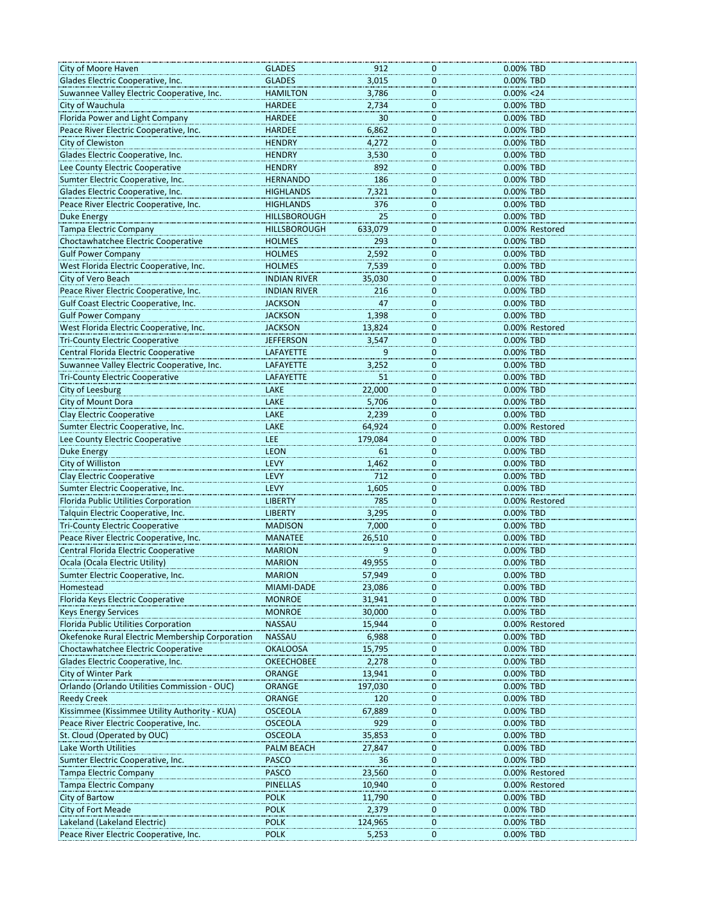| | | | | | |
|---|---|---|---|---|---|
| City of Moore Haven | GLADES | 912 | 0 | 0.00% | TBD |
| Glades Electric Cooperative, Inc. | GLADES | 3,015 | 0 | 0.00% | TBD |
| Suwannee Valley Electric Cooperative, Inc. | HAMILTON | 3,786 | 0 | 0.00% | <24 |
| City of Wauchula | HARDEE | 2,734 | 0 | 0.00% | TBD |
| Florida Power and Light Company | HARDEE | 30 | 0 | 0.00% | TBD |
| Peace River Electric Cooperative, Inc. | HARDEE | 6,862 | 0 | 0.00% | TBD |
| City of Clewiston | HENDRY | 4,272 | 0 | 0.00% | TBD |
| Glades Electric Cooperative, Inc. | HENDRY | 3,530 | 0 | 0.00% | TBD |
| Lee County Electric Cooperative | HENDRY | 892 | 0 | 0.00% | TBD |
| Sumter Electric Cooperative, Inc. | HERNANDO | 186 | 0 | 0.00% | TBD |
| Glades Electric Cooperative, Inc. | HIGHLANDS | 7,321 | 0 | 0.00% | TBD |
| Peace River Electric Cooperative, Inc. | HIGHLANDS | 376 | 0 | 0.00% | TBD |
| Duke Energy | HILLSBOROUGH | 25 | 0 | 0.00% | TBD |
| Tampa Electric Company | HILLSBOROUGH | 633,079 | 0 | 0.00% | Restored |
| Choctawhatchee Electric Cooperative | HOLMES | 293 | 0 | 0.00% | TBD |
| Gulf Power Company | HOLMES | 2,592 | 0 | 0.00% | TBD |
| West Florida Electric Cooperative, Inc. | HOLMES | 7,539 | 0 | 0.00% | TBD |
| City of Vero Beach | INDIAN RIVER | 35,030 | 0 | 0.00% | TBD |
| Peace River Electric Cooperative, Inc. | INDIAN RIVER | 216 | 0 | 0.00% | TBD |
| Gulf Coast Electric Cooperative, Inc. | JACKSON | 47 | 0 | 0.00% | TBD |
| Gulf Power Company | JACKSON | 1,398 | 0 | 0.00% | TBD |
| West Florida Electric Cooperative, Inc. | JACKSON | 13,824 | 0 | 0.00% | Restored |
| Tri-County Electric Cooperative | JEFFERSON | 3,547 | 0 | 0.00% | TBD |
| Central Florida Electric Cooperative | LAFAYETTE | 9 | 0 | 0.00% | TBD |
| Suwannee Valley Electric Cooperative, Inc. | LAFAYETTE | 3,252 | 0 | 0.00% | TBD |
| Tri-County Electric Cooperative | LAFAYETTE | 51 | 0 | 0.00% | TBD |
| City of Leesburg | LAKE | 22,000 | 0 | 0.00% | TBD |
| City of Mount Dora | LAKE | 5,706 | 0 | 0.00% | TBD |
| Clay Electric Cooperative | LAKE | 2,239 | 0 | 0.00% | TBD |
| Sumter Electric Cooperative, Inc. | LAKE | 64,924 | 0 | 0.00% | Restored |
| Lee County Electric Cooperative | LEE | 179,084 | 0 | 0.00% | TBD |
| Duke Energy | LEON | 61 | 0 | 0.00% | TBD |
| City of Williston | LEVY | 1,462 | 0 | 0.00% | TBD |
| Clay Electric Cooperative | LEVY | 712 | 0 | 0.00% | TBD |
| Sumter Electric Cooperative, Inc. | LEVY | 1,605 | 0 | 0.00% | TBD |
| Florida Public Utilities Corporation | LIBERTY | 785 | 0 | 0.00% | Restored |
| Talquin Electric Cooperative, Inc. | LIBERTY | 3,295 | 0 | 0.00% | TBD |
| Tri-County Electric Cooperative | MADISON | 7,000 | 0 | 0.00% | TBD |
| Peace River Electric Cooperative, Inc. | MANATEE | 26,510 | 0 | 0.00% | TBD |
| Central Florida Electric Cooperative | MARION | 9 | 0 | 0.00% | TBD |
| Ocala (Ocala Electric Utility) | MARION | 49,955 | 0 | 0.00% | TBD |
| Sumter Electric Cooperative, Inc. | MARION | 57,949 | 0 | 0.00% | TBD |
| Homestead | MIAMI-DADE | 23,086 | 0 | 0.00% | TBD |
| Florida Keys Electric Cooperative | MONROE | 31,941 | 0 | 0.00% | TBD |
| Keys Energy Services | MONROE | 30,000 | 0 | 0.00% | TBD |
| Florida Public Utilities Corporation | NASSAU | 15,944 | 0 | 0.00% | Restored |
| Okefenoke Rural Electric Membership Corporation | NASSAU | 6,988 | 0 | 0.00% | TBD |
| Choctawhatchee Electric Cooperative | OKALOOSA | 15,795 | 0 | 0.00% | TBD |
| Glades Electric Cooperative, Inc. | OKEECHOBEE | 2,278 | 0 | 0.00% | TBD |
| City of Winter Park | ORANGE | 13,941 | 0 | 0.00% | TBD |
| Orlando (Orlando Utilities Commission - OUC) | ORANGE | 197,030 | 0 | 0.00% | TBD |
| Reedy Creek | ORANGE | 120 | 0 | 0.00% | TBD |
| Kissimmee (Kissimmee Utility Authority - KUA) | OSCEOLA | 67,889 | 0 | 0.00% | TBD |
| Peace River Electric Cooperative, Inc. | OSCEOLA | 929 | 0 | 0.00% | TBD |
| St. Cloud (Operated by OUC) | OSCEOLA | 35,853 | 0 | 0.00% | TBD |
| Lake Worth Utilities | PALM BEACH | 27,847 | 0 | 0.00% | TBD |
| Sumter Electric Cooperative, Inc. | PASCO | 36 | 0 | 0.00% | TBD |
| Tampa Electric Company | PASCO | 23,560 | 0 | 0.00% | Restored |
| Tampa Electric Company | PINELLAS | 10,940 | 0 | 0.00% | Restored |
| City of Bartow | POLK | 11,790 | 0 | 0.00% | TBD |
| City of Fort Meade | POLK | 2,379 | 0 | 0.00% | TBD |
| Lakeland (Lakeland Electric) | POLK | 124,965 | 0 | 0.00% | TBD |
| Peace River Electric Cooperative, Inc. | POLK | 5,253 | 0 | 0.00% | TBD |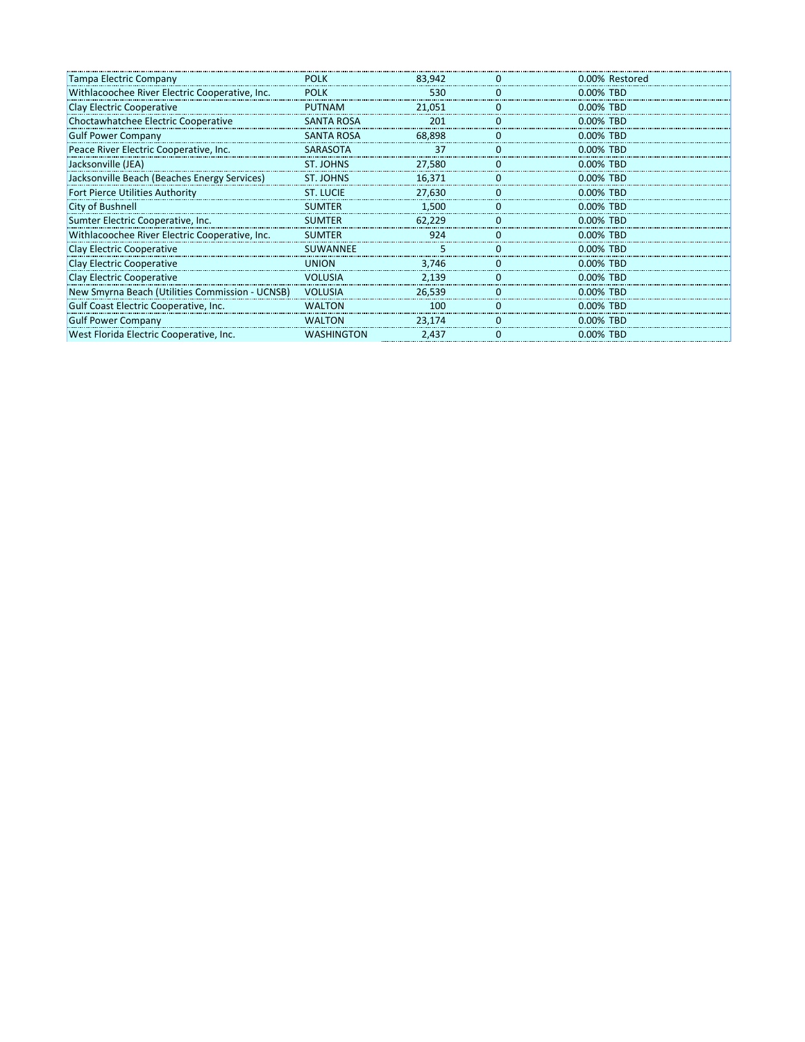| | | | | | |
|---|---|---|---|---|---|
| Tampa Electric Company | POLK | 83,942 | 0 | 0.00% | Restored |
| Withlacoochee River Electric Cooperative, Inc. | POLK | 530 | 0 | 0.00% | TBD |
| Clay Electric Cooperative | PUTNAM | 21,051 | 0 | 0.00% | TBD |
| Choctawhatchee Electric Cooperative | SANTA ROSA | 201 | 0 | 0.00% | TBD |
| Gulf Power Company | SANTA ROSA | 68,898 | 0 | 0.00% | TBD |
| Peace River Electric Cooperative, Inc. | SARASOTA | 37 | 0 | 0.00% | TBD |
| Jacksonville (JEA) | ST. JOHNS | 27,580 | 0 | 0.00% | TBD |
| Jacksonville Beach (Beaches Energy Services) | ST. JOHNS | 16,371 | 0 | 0.00% | TBD |
| Fort Pierce Utilities Authority | ST. LUCIE | 27,630 | 0 | 0.00% | TBD |
| City of Bushnell | SUMTER | 1,500 | 0 | 0.00% | TBD |
| Sumter Electric Cooperative, Inc. | SUMTER | 62,229 | 0 | 0.00% | TBD |
| Withlacoochee River Electric Cooperative, Inc. | SUMTER | 924 | 0 | 0.00% | TBD |
| Clay Electric Cooperative | SUWANNEE | 5 | 0 | 0.00% | TBD |
| Clay Electric Cooperative | UNION | 3,746 | 0 | 0.00% | TBD |
| Clay Electric Cooperative | VOLUSIA | 2,139 | 0 | 0.00% | TBD |
| New Smyrna Beach (Utilities Commission - UCNSB) | VOLUSIA | 26,539 | 0 | 0.00% | TBD |
| Gulf Coast Electric Cooperative, Inc. | WALTON | 100 | 0 | 0.00% | TBD |
| Gulf Power Company | WALTON | 23,174 | 0 | 0.00% | TBD |
| West Florida Electric Cooperative, Inc. | WASHINGTON | 2,437 | 0 | 0.00% | TBD |